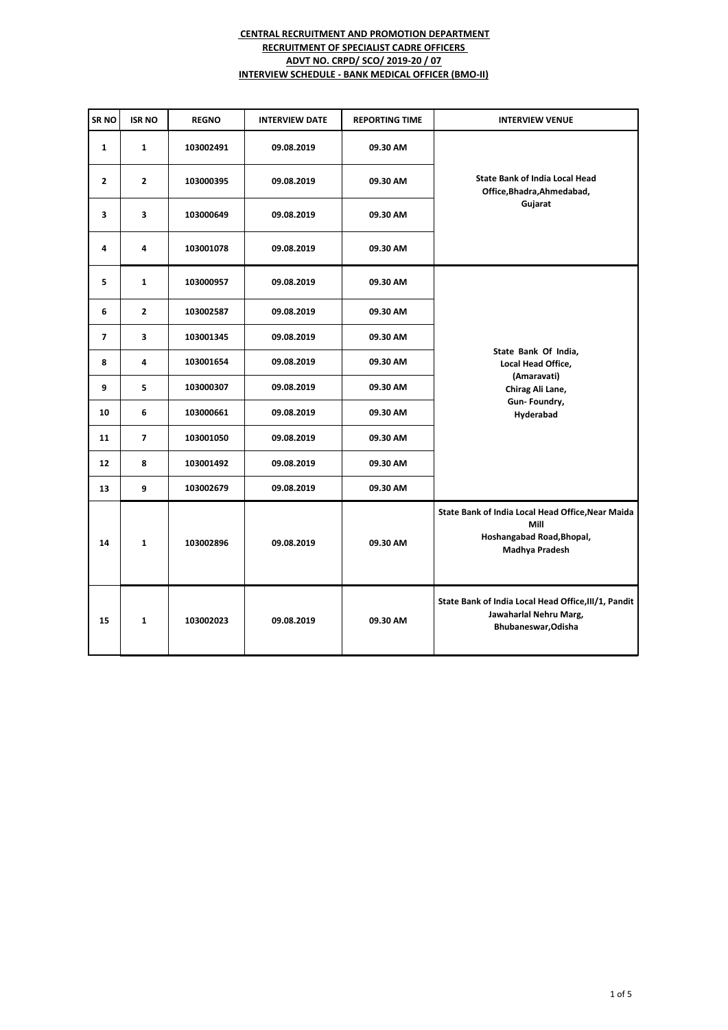**CENTRAL RECRUITMENT AND PROMOTION DEPARTMENT**

**RECRUITMENT OF SPECIALIST CADRE OFFICERS**

**ADVT NO. CRPD/ SCO/ 2019-20 / 07**

**INTERVIEW SCHEDULE - BANK MEDICAL OFFICER (BMO-II)**

| SR NO | ISR NO | REGNO | INTERVIEW DATE | REPORTING TIME | INTERVIEW VENUE |
|---|---|---|---|---|---|
| 1 | 1 | 103002491 | 09.08.2019 | 09.30 AM | State Bank of India Local Head Office,Bhadra,Ahmedabad, Gujarat |
| 2 | 2 | 103000395 | 09.08.2019 | 09.30 AM | |
| 3 | 3 | 103000649 | 09.08.2019 | 09.30 AM | |
| 4 | 4 | 103001078 | 09.08.2019 | 09.30 AM | |
| 5 | 1 | 103000957 | 09.08.2019 | 09.30 AM | State Bank Of India, Local Head Office, (Amaravati) Chirag Ali Lane, Gun- Foundry, Hyderabad |
| 6 | 2 | 103002587 | 09.08.2019 | 09.30 AM | |
| 7 | 3 | 103001345 | 09.08.2019 | 09.30 AM | |
| 8 | 4 | 103001654 | 09.08.2019 | 09.30 AM | |
| 9 | 5 | 103000307 | 09.08.2019 | 09.30 AM | |
| 10 | 6 | 103000661 | 09.08.2019 | 09.30 AM | |
| 11 | 7 | 103001050 | 09.08.2019 | 09.30 AM | |
| 12 | 8 | 103001492 | 09.08.2019 | 09.30 AM | |
| 13 | 9 | 103002679 | 09.08.2019 | 09.30 AM | |
| 14 | 1 | 103002896 | 09.08.2019 | 09.30 AM | State Bank of India Local Head Office,Near Maida Mill Hoshangabad Road,Bhopal, Madhya Pradesh |
| 15 | 1 | 103002023 | 09.08.2019 | 09.30 AM | State Bank of India Local Head Office,III/1, Pandit Jawaharlal Nehru Marg, Bhubaneswar,Odisha |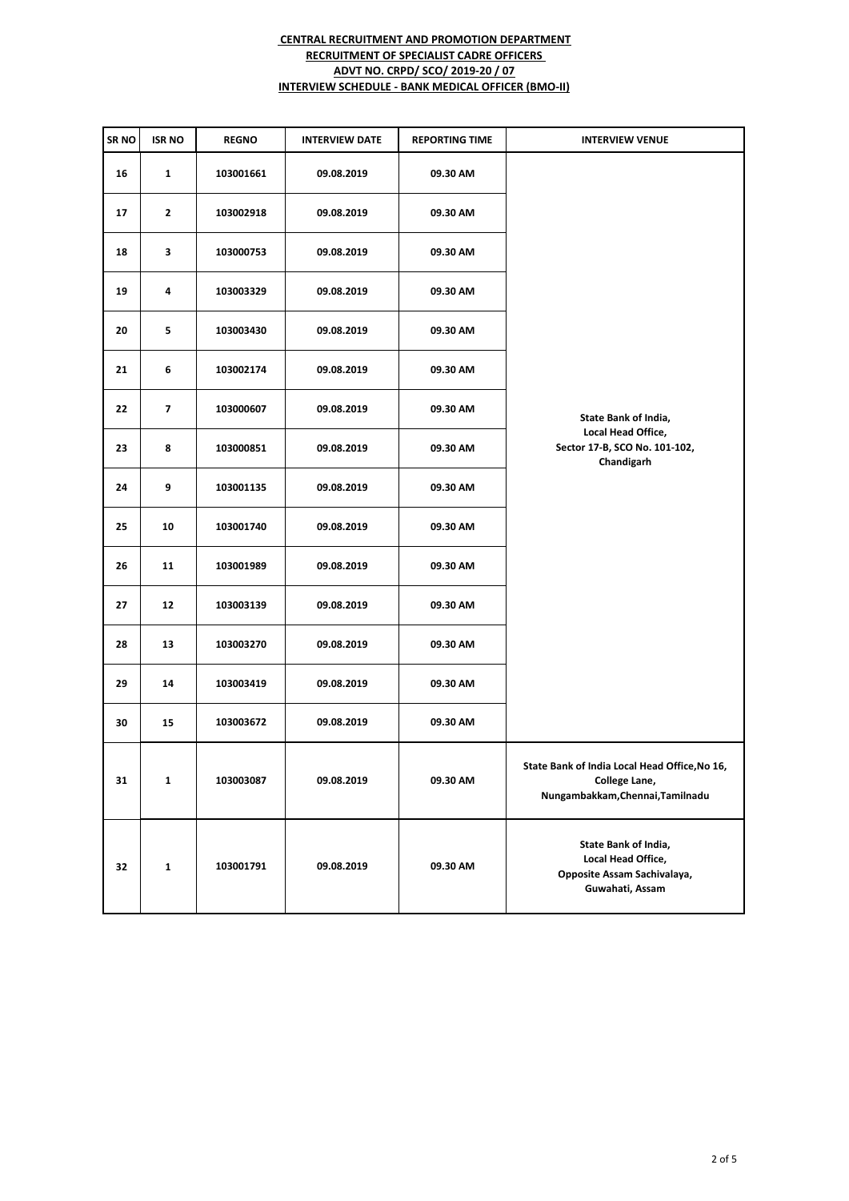**CENTRAL RECRUITMENT AND PROMOTION DEPARTMENT**
**RECRUITMENT OF SPECIALIST CADRE OFFICERS**
**ADVT NO. CRPD/ SCO/ 2019-20 / 07**
**INTERVIEW SCHEDULE - BANK MEDICAL OFFICER (BMO-II)**

| SR NO | ISR NO | REGNO | INTERVIEW DATE | REPORTING TIME | INTERVIEW VENUE |
|---|---|---|---|---|---|
| 16 | 1 | 103001661 | 09.08.2019 | 09.30 AM | State Bank of India, Local Head Office, Sector 17-B, SCO No. 101-102, Chandigarh |
| 17 | 2 | 103002918 | 09.08.2019 | 09.30 AM | |
| 18 | 3 | 103000753 | 09.08.2019 | 09.30 AM | |
| 19 | 4 | 103003329 | 09.08.2019 | 09.30 AM | |
| 20 | 5 | 103003430 | 09.08.2019 | 09.30 AM | |
| 21 | 6 | 103002174 | 09.08.2019 | 09.30 AM | |
| 22 | 7 | 103000607 | 09.08.2019 | 09.30 AM | |
| 23 | 8 | 103000851 | 09.08.2019 | 09.30 AM | |
| 24 | 9 | 103001135 | 09.08.2019 | 09.30 AM | |
| 25 | 10 | 103001740 | 09.08.2019 | 09.30 AM | |
| 26 | 11 | 103001989 | 09.08.2019 | 09.30 AM | |
| 27 | 12 | 103003139 | 09.08.2019 | 09.30 AM | |
| 28 | 13 | 103003270 | 09.08.2019 | 09.30 AM | |
| 29 | 14 | 103003419 | 09.08.2019 | 09.30 AM | |
| 30 | 15 | 103003672 | 09.08.2019 | 09.30 AM | |
| 31 | 1 | 103003087 | 09.08.2019 | 09.30 AM | State Bank of India Local Head Office,No 16, College Lane, Nungambakkam,Chennai,Tamilnadu |
| 32 | 1 | 103001791 | 09.08.2019 | 09.30 AM | State Bank of India, Local Head Office, Opposite Assam Sachivalaya, Guwahati, Assam |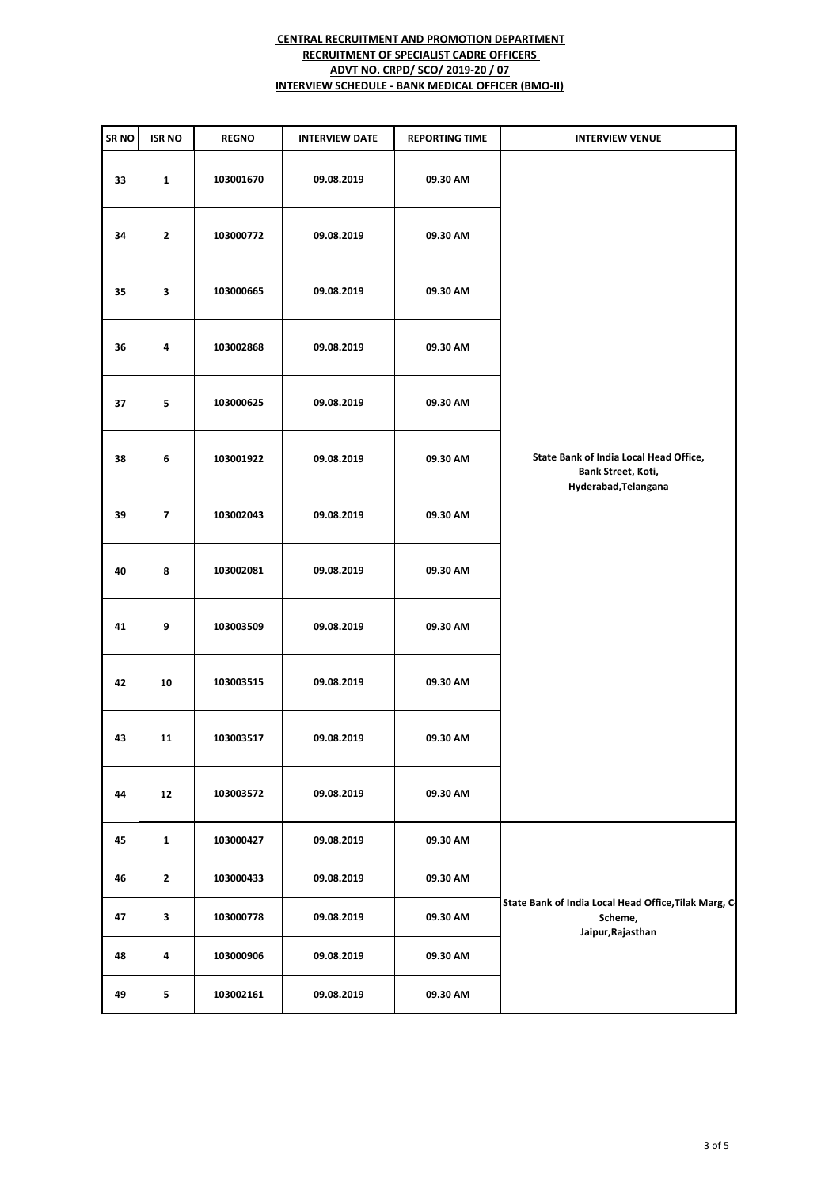**CENTRAL RECRUITMENT AND PROMOTION DEPARTMENT**

**RECRUITMENT OF SPECIALIST CADRE OFFICERS**

**ADVT NO. CRPD/ SCO/ 2019-20 / 07**

**INTERVIEW SCHEDULE - BANK MEDICAL OFFICER (BMO-II)**

| SR NO | ISR NO | REGNO | INTERVIEW DATE | REPORTING TIME | INTERVIEW VENUE |
|---|---|---|---|---|---|
| 33 | 1 | 103001670 | 09.08.2019 | 09.30 AM | State Bank of India Local Head Office, Bank Street, Koti, Hyderabad,Telangana |
| 34 | 2 | 103000772 | 09.08.2019 | 09.30 AM | |
| 35 | 3 | 103000665 | 09.08.2019 | 09.30 AM | |
| 36 | 4 | 103002868 | 09.08.2019 | 09.30 AM | |
| 37 | 5 | 103000625 | 09.08.2019 | 09.30 AM | |
| 38 | 6 | 103001922 | 09.08.2019 | 09.30 AM | |
| 39 | 7 | 103002043 | 09.08.2019 | 09.30 AM | |
| 40 | 8 | 103002081 | 09.08.2019 | 09.30 AM | |
| 41 | 9 | 103003509 | 09.08.2019 | 09.30 AM | |
| 42 | 10 | 103003515 | 09.08.2019 | 09.30 AM | |
| 43 | 11 | 103003517 | 09.08.2019 | 09.30 AM | |
| 44 | 12 | 103003572 | 09.08.2019 | 09.30 AM | |
| 45 | 1 | 103000427 | 09.08.2019 | 09.30 AM | State Bank of India Local Head Office,Tilak Marg, C-Scheme, Jaipur,Rajasthan |
| 46 | 2 | 103000433 | 09.08.2019 | 09.30 AM | |
| 47 | 3 | 103000778 | 09.08.2019 | 09.30 AM | |
| 48 | 4 | 103000906 | 09.08.2019 | 09.30 AM | |
| 49 | 5 | 103002161 | 09.08.2019 | 09.30 AM | |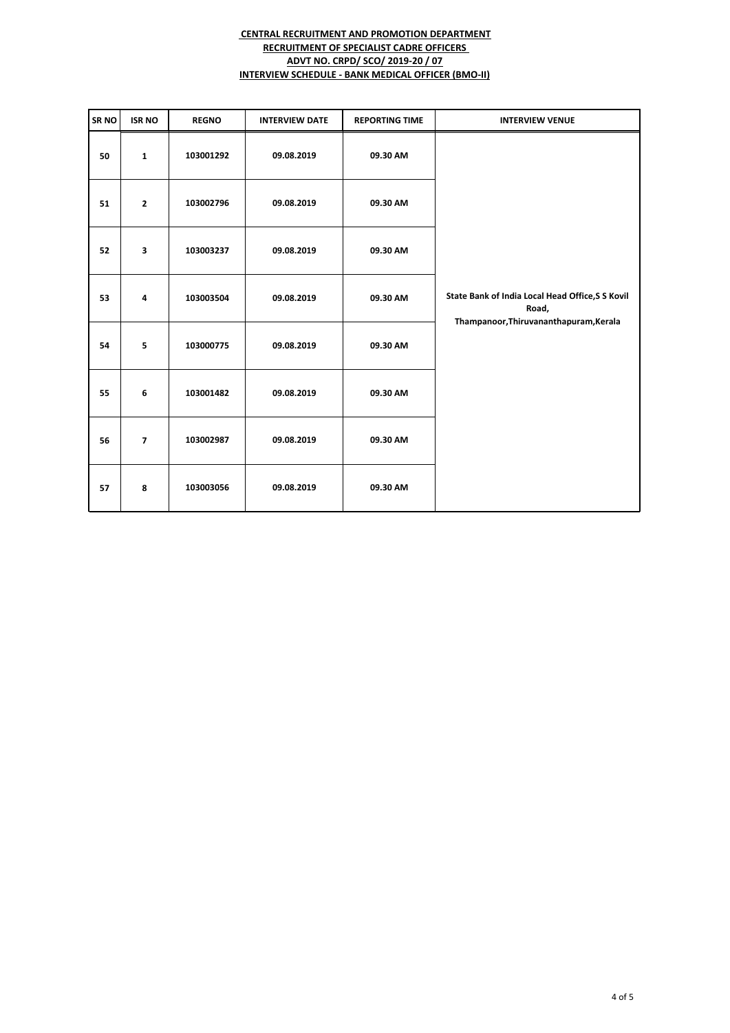**CENTRAL RECRUITMENT AND PROMOTION DEPARTMENT**
**RECRUITMENT OF SPECIALIST CADRE OFFICERS**
**ADVT NO. CRPD/ SCO/ 2019-20 / 07**
**INTERVIEW SCHEDULE - BANK MEDICAL OFFICER (BMO-II)**

| SR NO | ISR NO | REGNO | INTERVIEW DATE | REPORTING TIME | INTERVIEW VENUE |
|---|---|---|---|---|---|
| 50 | 1 | 103001292 | 09.08.2019 | 09.30 AM | State Bank of India Local Head Office,S S Kovil Road, Thampanoor,Thiruvananthapuram,Kerala |
| 51 | 2 | 103002796 | 09.08.2019 | 09.30 AM | |
| 52 | 3 | 103003237 | 09.08.2019 | 09.30 AM | |
| 53 | 4 | 103003504 | 09.08.2019 | 09.30 AM | |
| 54 | 5 | 103000775 | 09.08.2019 | 09.30 AM | |
| 55 | 6 | 103001482 | 09.08.2019 | 09.30 AM | |
| 56 | 7 | 103002987 | 09.08.2019 | 09.30 AM | |
| 57 | 8 | 103003056 | 09.08.2019 | 09.30 AM | |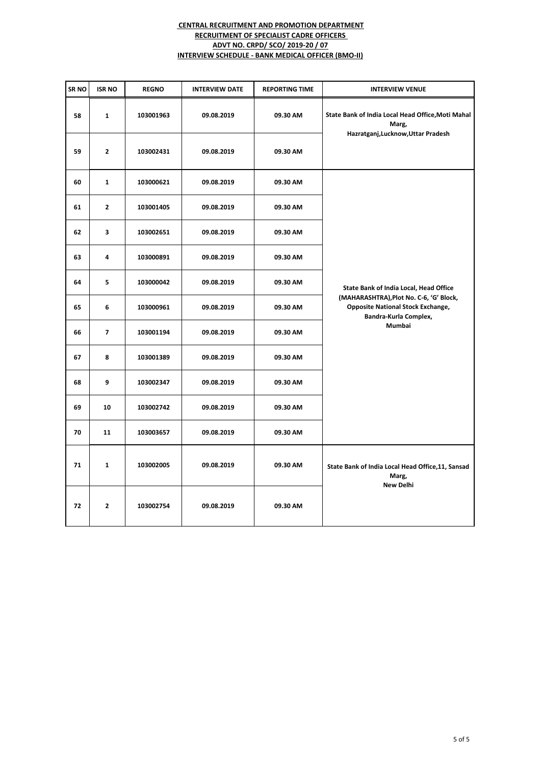**CENTRAL RECRUITMENT AND PROMOTION DEPARTMENT**
**RECRUITMENT OF SPECIALIST CADRE OFFICERS**
**ADVT NO. CRPD/ SCO/ 2019-20 / 07**
**INTERVIEW SCHEDULE - BANK MEDICAL OFFICER (BMO-II)**

| SR NO | ISR NO | REGNO | INTERVIEW DATE | REPORTING TIME | INTERVIEW VENUE |
|---|---|---|---|---|---|
| 58 | 1 | 103001963 | 09.08.2019 | 09.30 AM | State Bank of India Local Head Office,Moti Mahal Marg, Hazratganj,Lucknow,Uttar Pradesh |
| 59 | 2 | 103002431 | 09.08.2019 | 09.30 AM | |
| 60 | 1 | 103000621 | 09.08.2019 | 09.30 AM | State Bank of India Local, Head Office (MAHARASHTRA),Plot No. C-6, 'G' Block, Opposite National Stock Exchange, Bandra-Kurla Complex, Mumbai |
| 61 | 2 | 103001405 | 09.08.2019 | 09.30 AM | |
| 62 | 3 | 103002651 | 09.08.2019 | 09.30 AM | |
| 63 | 4 | 103000891 | 09.08.2019 | 09.30 AM | |
| 64 | 5 | 103000042 | 09.08.2019 | 09.30 AM | |
| 65 | 6 | 103000961 | 09.08.2019 | 09.30 AM | |
| 66 | 7 | 103001194 | 09.08.2019 | 09.30 AM | |
| 67 | 8 | 103001389 | 09.08.2019 | 09.30 AM | |
| 68 | 9 | 103002347 | 09.08.2019 | 09.30 AM | |
| 69 | 10 | 103002742 | 09.08.2019 | 09.30 AM | |
| 70 | 11 | 103003657 | 09.08.2019 | 09.30 AM | |
| 71 | 1 | 103002005 | 09.08.2019 | 09.30 AM | State Bank of India Local Head Office,11, Sansad Marg, New Delhi |
| 72 | 2 | 103002754 | 09.08.2019 | 09.30 AM | |